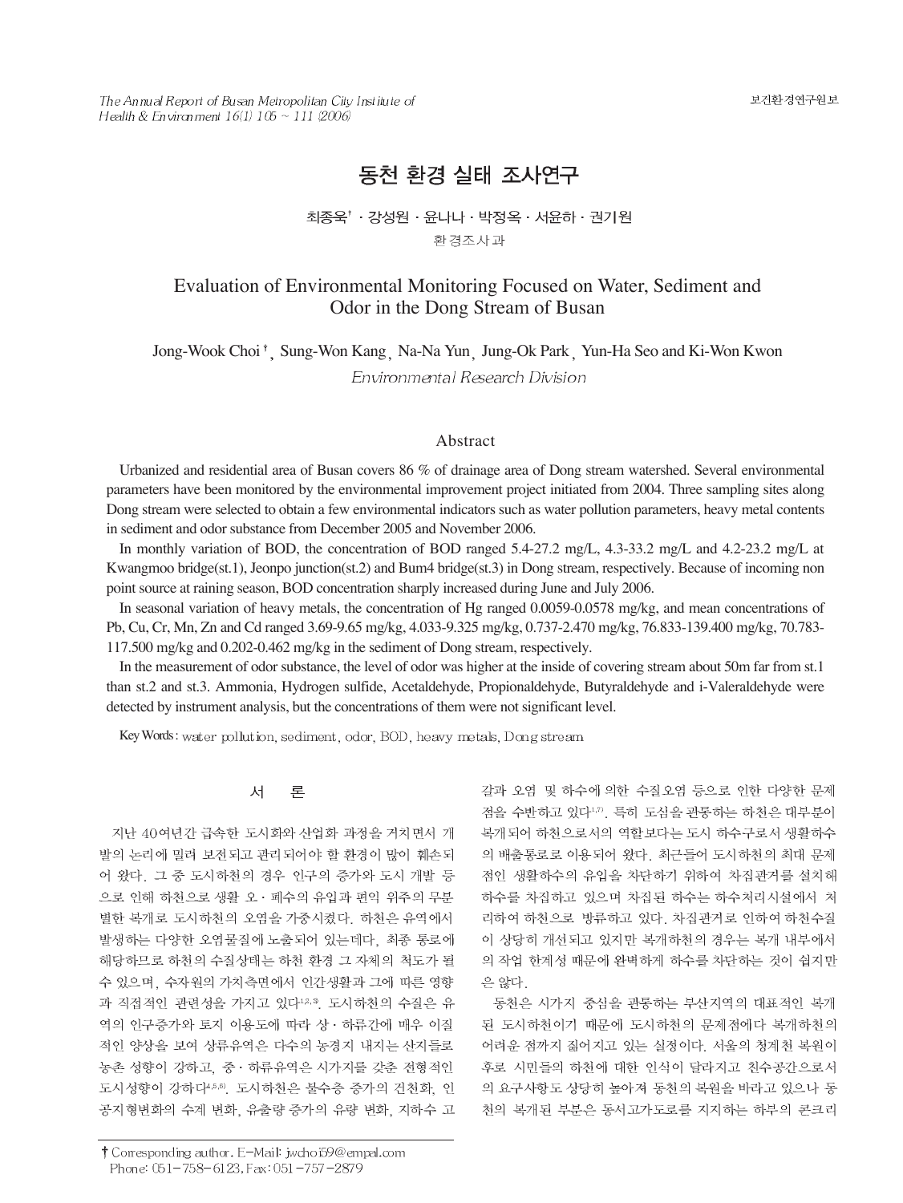# 동천 환경 실태 조사연구

최종욱† · 강성원 · 윤나나 · 박정옥 · 서윤하 · 권기원

환경조사과

## Evaluation of Environmental Monitoring Focused on Water, Sediment and Odor in the Dong Stream of Busan

Jong-Wook Choi†, Sung-Won Kang, Na-Na Yun, Jung-Ok Park, Yun-Ha Seo and Ki-Won Kwon

*Environmental Research Division*

### Abstract

Urbanized and residential area of Busan covers 86 % of drainage area of Dong stream watershed. Several environmental parameters have been monitored by the environmental improvement project initiated from 2004. Three sampling sites along Dong stream were selected to obtain a few environmental indicators such as water pollution parameters, heavy metal contents in sediment and odor substance from December 2005 and November 2006.

In monthly variation of BOD, the concentration of BOD ranged 5.4-27.2 mg/L, 4.3-33.2 mg/L and 4.2-23.2 mg/L at Kwangmoo bridge(st.1), Jeonpo junction(st.2) and Bum4 bridge(st.3) in Dong stream, respectively. Because of incoming non point source at raining season, BOD concentration sharply increased during June and July 2006.

In seasonal variation of heavy metals, the concentration of Hg ranged 0.0059-0.0578 mg/kg, and mean concentrations of Pb, Cu, Cr, Mn, Zn and Cd ranged 3.69-9.65 mg/kg, 4.033-9.325 mg/kg, 0.737-2.470 mg/kg, 76.833-139.400 mg/kg, 70.783-117.500 mg/kg and 0.202-0.462 mg/kg in the sediment of Dong stream, respectively.

In the measurement of odor substance, the level of odor was higher at the inside of covering stream about 50m far from st.1 than st.2 and st.3. Ammonia, Hydrogen sulfide, Acetaldehyde, Propionaldehyde, Butyraldehyde and i-Valeraldehyde were detected by instrument analysis, but the concentrations of them were not significant level.

Key Words : water pollution, sediment, odor, BOD, heavy metals, Dong stream

## 서 론

지난 40여년간 급속한 도시화와 산업화 과정을 거치면서 개발의 논리에 밀려 보전되고 관리되어야 할 환경이 많이 훼손되어 왔다. 그 중 도시하천의 경우 인구의 증가와 도시 개발 등으로 인해 하천으로 생활 오·폐수의 유입과 편의 위주의 무분별한 복개로 도시하천의 오염을 가중시켰다. 하천은 유역에서 발생하는 다양한 오염물질에 노출되어 있는데다, 최종 통로에 해당하므로 하천의 수질상태는 하천 환경 그 자체의 척도가 될 수 있으며, 수자원의 가치측면에서 인간생활과 그에 따른 영향과 직접적인 관련성을 가지고 있다[1,2,3]. 도시하천의 수질은 유역의 인구증가와 토지 이용도에 따라 상·하류간에 매우 이질적인 양상을 보여 상류유역은 다수의 농경지 내지는 산지들로 농촌 성향이 강하고, 중·하류유역은 시가지를 갖춘 전형적인 도시성향이 강하다[4,5,6]. 도시하천은 불수층 증가의 건천화, 인공지형변화의 수계 변화, 유출량 증가의 유량 변화, 지하수 고갈과 오염 및 하수에 의한 수질오염 등으로 인한 다양한 문제점을 수반하고 있다[1,7]. 특히 도심을 관통하는 하천은 대부분이 복개되어 하천으로서의 역할보다는 도시 하수구로서 생활하수의 배출통로로 이용되어 왔다. 최근들어 도시하천의 최대 문제점인 생활하수의 유입을 차단하기 위하여 차집관거를 설치해 하수를 차집하고 있으며 차집된 하수는 하수처리시설에서 처리하여 하천으로 방류하고 있다. 차집관거로 인하여 하천수질이 상당히 개선되고 있지만 복개하천의 경우는 복개 내부에서의 작업 한계성 때문에 완벽하게 하수를 차단하는 것이 쉽지만은 않다.

동천은 시가지 중심을 관통하는 부산지역의 대표적인 복개된 도시하천이기 때문에 도시하천의 문제점에다 복개하천의 어려운 점까지 짊어지고 있는 실정이다. 서울의 청계천 복원이후로 시민들의 하천에 대한 인식이 달라지고 친수공간으로서의 요구사항도 상당히 높아져 동천의 복원을 바라고 있으나 동천의 복개된 부분은 동서고가도로를 지지하는 하부의 콘크리

† Corresponding author. E-Mail: jwchoi59@empal.com
Phone: 051-758-6123, Fax: 051-757-2879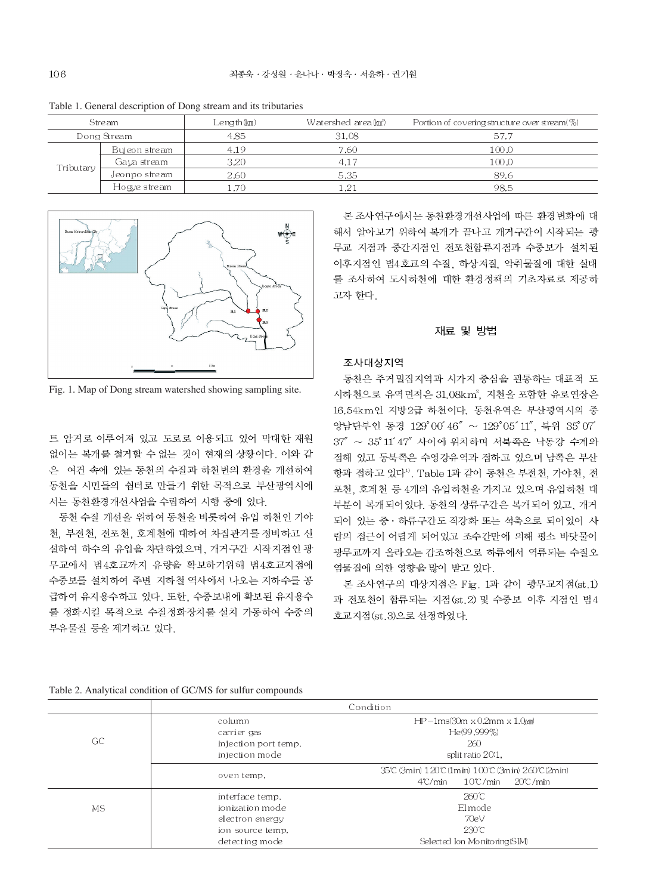Table 1. General description of Dong stream and its tributaries

| Stream | | Length(㎞) | Watershed area(㎢) | Portion of covering structure over stream(%) |
|---|---|---|---|---|
| Dong Stream | | 4.85 | 31.08 | 57.7 |
| Tributary | Bujeon stream | 4.19 | 7.60 | 100.0 |
| | Gaya stream | 3.20 | 4.17 | 100.0 |
| | Jeonpo stream | 2.60 | 5.35 | 89.6 |
| | Hogye stream | 1.70 | 1.21 | 98.5 |

Fig. 1. Map of Dong stream watershed showing sampling site.

트 암거로 이루어져 있고 도로로 이용되고 있어 막대한 재원 없이는 복개를 철거할 수 없는 것이 현재의 상황이다. 이와 같은 여건 속에 있는 동천의 수질과 하천변의 환경을 개선하여 동천을 시민들의 쉼터로 만들기 위한 목적으로 부산광역시에서는 동천환경개선사업을 수립하여 시행 중에 있다.

동천 수질 개선을 위하여 동천을 비롯하여 유입 하천인 가야천, 부전천, 전포천, 호계천에 대하여 차집관거를 정비하고 신설하여 하수의 유입을 차단하였으며, 개거구간 시작지점인 광무교에서 범4호교까지 유량을 확보하기위해 범4호교지점에 수중보를 설치하여 주변 지하철 역사에서 나오는 지하수를 공급하여 유지용수하고 있다. 또한, 수중보내에 확보된 유지용수를 정화시킬 목적으로 수질정화장치를 설치 가동하여 수중의 부유물질 등을 제거하고 있다.

본 조사연구에서는 동천환경개선사업에 따른 환경변화에 대해서 알아보기 위하여 복개가 끝나고 개거구간이 시작되는 광무교 지점과 중간지점인 전포천합류지점과 수중보가 설치된 이후지점인 범4호교의 수질, 하상저질, 악취물질에 대한 실태를 조사하여 도시하천에 대한 환경정책의 기초자료로 제공하고자 한다.

## 재료 및 방법

### 조사대상지역

동천은 주거밀집지역과 시가지 중심을 관통하는 대표적 도시하천으로 유역면적은 31.08km², 지천을 포함한 유로연장은 16.54km인 지방2급 하천이다. 동천유역은 부산광역시의 중앙남단부인 동경 129°00′46″ ~ 129°05′11″, 북위 35°07′37″ ~ 35°11′47″ 사이에 위치하며 서북쪽은 낙동강 수계와 접해 있고 동북쪽은 수영강유역과 접하고 있으며 남쪽은 부산항과 접하고 있다[1]. Table 1과 같이 동천은 부전천, 가야천, 전포천, 호계천 등 4개의 유입하천을 가지고 있으며 유입하천 대부분이 복개되어있다. 동천의 상류구간은 복개되어 있고, 개거되어 있는 중・하류구간도 직강화 또는 석축으로 되어있어 사람의 접근이 어렵게 되어있고 조수간만에 의해 평소 바닷물이 광무교까지 올라오는 감조하천으로 하류에서 역류되는 수질오염물질에 의한 영향을 많이 받고 있다.

본 조사연구의 대상지점은 Fig. 1과 같이 광무교지점(st.1)과 전포천이 합류되는 지점(st.2) 및 수중보 이후 지점인 범4호교지점(st.3)으로 선정하였다.

Table 2. Analytical condition of GC/MS for sulfur compounds

| | | Condition |
|---|---|---|
| GC | column | HP-1ms(30m x 0.2mm x 1.0㎛) |
| | carrier gas | He(99.999%) |
| | injection port temp. | 260 |
| | injection mode | split ratio 20:1, |
| | oven temp. | 35℃ (3min) 120℃ (1min) 100℃ (3min) 260℃ (2min)<br>4℃/min 10℃/min 20℃/min |
| MS | interface temp. | 260℃ |
| | ionization mode | EI mode |
| | electron energy | 70eV |
| | ion source temp. | 230℃ |
| | detecting mode | Selected Ion Monitoring(SIM) |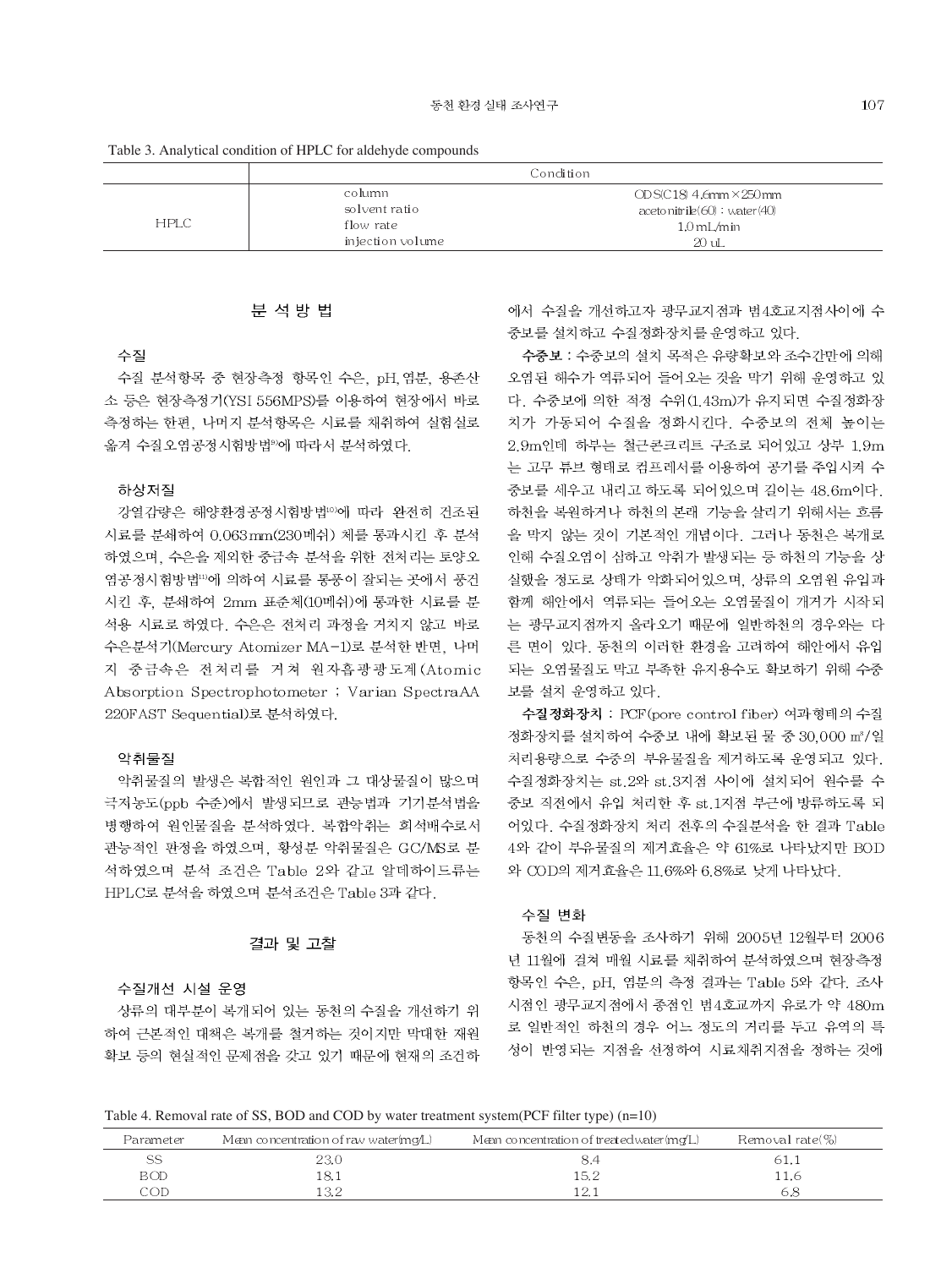Table 3. Analytical condition of HPLC for aldehyde compounds

| | Condition | |
|---|---|---|
| HPLC | column | ODS(C18) 4.6mm×250mm |
| | solvent ratio | acetonitrile(60) : water(40) |
| | flow rate | 1.0 mL/min |
| | injection volume | 20 uL |

## 분 석 방 법

### 수질

수질 분석항목 중 현장측정 항목인 수온, pH, 염분, 용존산소 등은 현장측정기(YSI 556MPS)를 이용하여 현장에서 바로 측정하는 한편, 나머지 분석항목은 시료를 채취하여 실험실로 옮겨 수질오염공정시험방법[9]에 따라서 분석하였다.

### 하상저질

강열감량은 해양환경공정시험방법[10]에 따라 완전히 건조된 시료를 분쇄하여 0.063mm(230메쉬) 체를 통과시킨 후 분석하였으며, 수은을 제외한 중금속 분석을 위한 전처리는 토양오염공정시험방법[11]에 의하여 시료를 통풍이 잘되는 곳에서 풍건시킨 후, 분쇄하여 2mm 표준체(10메쉬)에 통과한 시료를 분석용 시료로 하였다. 수은은 전처리 과정을 거치지 않고 바로 수은분석기(Mercury Atomizer MA-1)로 분석한 반면, 나머지 중금속은 전처리를 거쳐 원자흡광광도계(Atomic Absorption Spectrophotometer ; Varian SpectraAA 220FAST Sequential)로 분석하였다.

### 악취물질

악취물질의 발생은 복합적인 원인과 그 대상물질이 많으며 극저농도(ppb 수준)에서 발생되므로 관능법과 기기분석법을 병행하여 원인물질을 분석하였다. 복합악취는 희석배수로서 관능적인 판정을 하였으며, 황성분 악취물질은 GC/MS로 분석하였으며 분석 조건은 Table 2와 같고 알데하이드류는 HPLC로 분석을 하였으며 분석조건은 Table 3과 같다.

## 결과 및 고찰

### 수질개선 시설 운영

상류의 대부분이 복개되어 있는 동천의 수질을 개선하기 위하여 근본적인 대책은 복개를 철거하는 것이지만 막대한 재원확보 등의 현실적인 문제점을 갖고 있기 때문에 현재의 조건하에서 수질을 개선하고자 광무교지점과 범4호교지점사이에 수중보를 설치하고 수질정화장치를 운영하고 있다.

**수중보** : 수중보의 설치 목적은 유량확보와 조수간만에 의해 오염된 해수가 역류되어 들어오는 것을 막기 위해 운영하고 있다. 수중보에 의한 적정 수위(1.43m)가 유지되면 수질정화장치가 가동되어 수질을 정화시킨다. 수중보의 전체 높이는 2.9m인데 하부는 철근콘크리트 구조로 되어있고 상부 1.9m는 고무 튜브 형태로 컴프레서를 이용하여 공기를 주입시켜 수중보를 세우고 내리고 하도록 되어있으며 길이는 48.6m이다. 하천을 복원하거나 하천의 본래 기능을 살리기 위해서는 흐름을 막지 않는 것이 기본적인 개념이다. 그러나 동천은 복개로 인해 수질오염이 심하고 악취가 발생되는 등 하천의 기능을 상실했을 정도로 상태가 악화되어있으며, 상류의 오염원 유입과 함께 해안에서 역류되는 들어오는 오염물질이 개거가 시작되는 광무교지점까지 올라오기 때문에 일반하천의 경우와는 다른 면이 있다. 동천의 이러한 환경을 고려하여 해안에서 유입되는 오염물질도 막고 부족한 유지용수도 확보하기 위해 수중보를 설치 운영하고 있다.

**수질정화장치** : PCF(pore control fiber) 여과형태의 수질정화장치를 설치하여 수중보 내에 확보된 물 중 30,000 $m^3$/일 처리용량으로 수중의 부유물질을 제거하도록 운영되고 있다. 수질정화장치는 st.2와 st.3지점 사이에 설치되어 원수를 수중보 직전에서 유입 처리한 후 st.1지점 부근에 방류하도록 되어있다. 수질정화장치 처리 전후의 수질분석을 한 결과 Table 4와 같이 부유물질의 제거효율은 약 61%로 나타났지만 BOD와 COD의 제거효율은 11.6%와 6.8%로 낮게 나타났다.

### 수질 변화

동천의 수질변동을 조사하기 위해 2005년 12월부터 2006년 11월에 걸쳐 매월 시료를 채취하여 분석하였으며 현장측정 항목인 수온, pH, 염분의 측정 결과는 Table 5와 같다. 조사시점인 광무교지점에서 종점인 범4호교까지 유로가 약 480m로 일반적인 하천의 경우 어느 정도의 거리를 두고 유역의 특성이 반영되는 지점을 선정하여 시료채취지점을 정하는 것에

Table 4. Removal rate of SS, BOD and COD by water treatment system(PCF filter type) (n=10)

| Parameter | Mean concentration of raw water(mg/L) | Mean concentration of treated water(mg/L) | Removal rate(%) |
|---|---|---|---|
| SS | 23.0 | 8.4 | 61.1 |
| BOD | 18.1 | 15.2 | 11.6 |
| COD | 13.2 | 12.1 | 6.8 |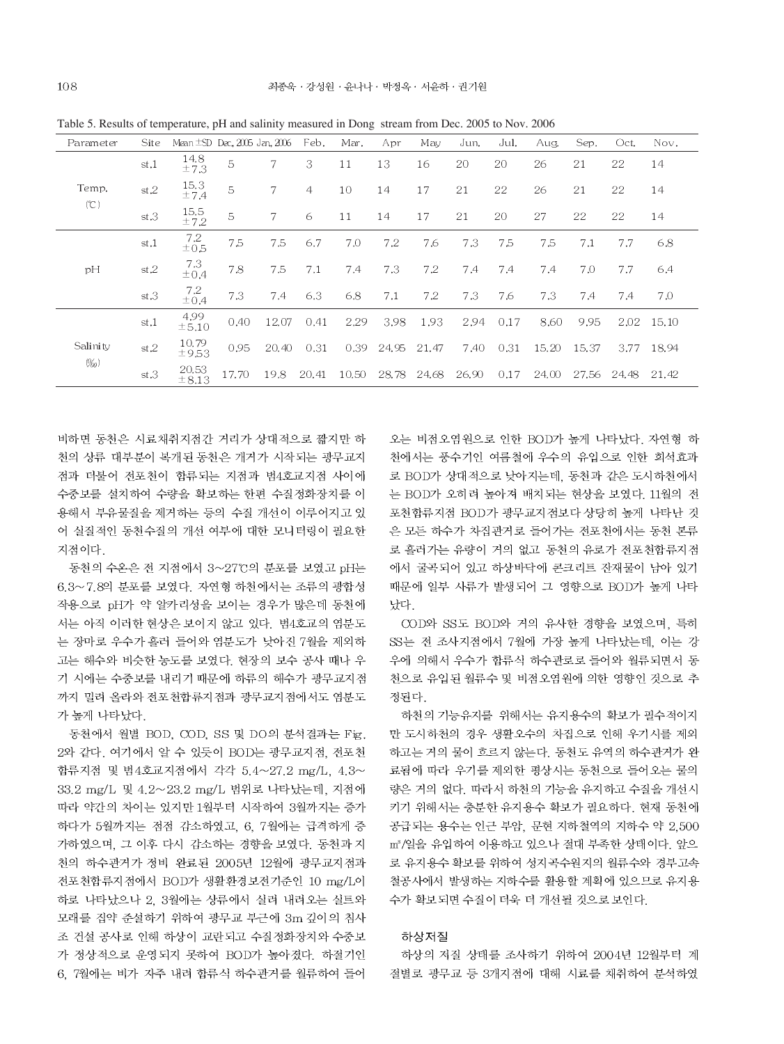Table 5. Results of temperature, pH and salinity measured in Dong stream from Dec. 2005 to Nov. 2006

| Parameter | Site | Mean±SD | Dec. 2005 | Jan. 2006 | Feb. | Mar. | Apr | May | Jun. | Jul. | Aug. | Sep. | Oct. | Nov. |
|---|---|---|---|---|---|---|---|---|---|---|---|---|---|---|
| Temp. (℃) | st.1 | 14.8 ±7.3 | 5 | 7 | 3 | 11 | 13 | 16 | 20 | 20 | 26 | 21 | 22 | 14 |
| | st.2 | 15.3 ±7.4 | 5 | 7 | 4 | 10 | 14 | 17 | 21 | 22 | 26 | 21 | 22 | 14 |
| | st.3 | 15.5 ±7.2 | 5 | 7 | 6 | 11 | 14 | 17 | 21 | 20 | 27 | 22 | 22 | 14 |
| pH | st.1 | 7.2 ±0.5 | 7.5 | 7.5 | 6.7 | 7.0 | 7.2 | 7.6 | 7.3 | 7.5 | 7.5 | 7.1 | 7.7 | 6.8 |
| | st.2 | 7.3 ±0.4 | 7.8 | 7.5 | 7.1 | 7.4 | 7.3 | 7.2 | 7.4 | 7.4 | 7.4 | 7.0 | 7.7 | 6.4 |
| | st.3 | 7.2 ±0.4 | 7.3 | 7.4 | 6.3 | 6.8 | 7.1 | 7.2 | 7.3 | 7.6 | 7.3 | 7.4 | 7.4 | 7.0 |
| Salinity (‰) | st.1 | 4.99 ±5.10 | 0.40 | 12.07 | 0.41 | 2.29 | 3.98 | 1.93 | 2.94 | 0.17 | 8.60 | 9.95 | 2.02 | 15.10 |
| | st.2 | 10.79 ±9.53 | 0.95 | 20.40 | 0.31 | 0.39 | 24.95 | 21.47 | 7.40 | 0.31 | 15.20 | 15.37 | 3.77 | 18.94 |
| | st.3 | 20.53 ±8.13 | 17.70 | 19.8 | 20.41 | 10.50 | 28.78 | 24.68 | 26.90 | 0.17 | 24.00 | 27.56 | 24.48 | 21.42 |

비하면 동천은 시료채취지점간 거리가 상대적으로 짧지만 하천의 상류 대부분이 복개된 동천은 개거가 시작되는 광무교지점과 더불어 전포천이 합류되는 지점과 범4호교지점 사이에 수중보를 설치하여 수량을 확보하는 한편 수질정화장치를 이용해서 부유물질을 제거하는 등의 수질 개선이 이루어지고 있어 실질적인 동천수질의 개선 여부에 대한 모니터링이 필요한 지점이다.

동천의 수온은 전 지점에서 3~27℃의 분포를 보였고 pH는 6.3~7.8의 분포를 보였다. 자연형 하천에서는 조류의 광합성 작용으로 pH가 약 알카리성을 보이는 경우가 많은데 동천에서는 아직 이러한 현상은 보이지 않고 있다. 범4호교의 염분도는 장마로 우수가 흘러 들어와 염분도가 낮아진 7월을 제외하고는 해수와 비슷한 농도를 보였다. 현장의 보수 공사 때나 우기 시에는 수중보를 내리기 때문에 하류의 해수가 광무교지점까지 밀려 올라와 전포천합류지점과 광무교지점에서도 염분도가 높게 나타났다.

동천에서 월별 BOD, COD, SS 및 DO의 분석결과는 Fig. 2와 같다. 여기에서 알 수 있듯이 BOD는 광무교지점, 전포천합류지점 및 범4호교지점에서 각각 5.4~27.2 mg/L, 4.3~33.2 mg/L 및 4.2~23.2 mg/L 범위로 나타났는데, 지점에 따라 약간의 차이는 있지만 1월부터 시작하여 3월까지는 증가하다가 5월까지는 점점 감소하였고, 6, 7월에는 급격하게 증가하였으며, 그 이후 다시 감소하는 경향을 보였다. 동천과 지천의 하수관거가 정비 완료된 2005년 12월에 광무교지점과 전포천합류지점에서 BOD가 생활환경보전기준인 10 mg/L이하로 나타났으나 2, 3월에는 상류에서 실려 내려오는 실트와 모래를 집약 준설하기 위하여 광무교 부근에 3m 깊이의 침사조 건설 공사로 인해 하상이 교란되고 수질정화장치와 수중보가 정상적으로 운영되지 못하여 BOD가 높아졌다. 하절기인 6, 7월에는 비가 자주 내려 합류식 하수관거를 월류하여 들어오는 비점오염원으로 인한 BOD가 높게 나타났다. 자연형 하천에서는 풍수기인 여름철에 우수의 유입으로 인한 희석효과로 BOD가 상대적으로 낮아지는데, 동천과 같은 도시하천에서는 BOD가 오히려 높아져 배치되는 현상을 보였다. 11월의 전포천합류지점 BOD가 광무교지점보다 상당히 높게 나타난 것은 모든 하수가 차집관거로 들어가는 전포천에서는 동천 본류로 흘러가는 유량이 거의 없고 동천의 유로가 전포천합류지점에서 굴곡되어 있고 하상바닥에 콘크리트 잔재물이 남아 있기 때문에 일부 사류가 발생되어 그 영향으로 BOD가 높게 나타났다.

COD와 SS도 BOD와 거의 유사한 경향을 보였으며, 특히 SS는 전 조사지점에서 7월에 가장 높게 나타났는데, 이는 강우에 의해서 우수가 합류식 하수관로로 들어와 월류되면서 동천으로 유입된 월류수 및 비점오염원에 의한 영향인 것으로 추정된다.

하천의 기능유지를 위해서는 유지용수의 확보가 필수적이지만 도시하천의 경우 생활오수의 차집으로 인해 우기시를 제외하고는 거의 물이 흐르지 않는다. 동천도 유역의 하수관거가 완료됨에 따라 우기를 제외한 평상시는 동천으로 들어오는 물의 량은 거의 없다. 따라서 하천의 기능을 유지하고 수질을 개선시키기 위해서는 충분한 유지용수 확보가 필요하다. 현재 동천에 공급되는 용수는 인근 부암, 문현 지하철역의 지하수 약 2,500 ㎥/일을 유입하여 이용하고 있으나 절대 부족한 상태이다. 앞으로 유지용수 확보를 위하여 성지곡수원지의 월류수와 경부고속철공사에서 발생하는 지하수를 활용할 계획에 있으므로 유지용수가 확보되면 수질이 더욱 더 개선될 것으로 보인다.

### 하상저질

하상의 저질 상태를 조사하기 위하여 2004년 12월부터 계절별로 광무교 등 3개지점에 대해 시료를 채취하여 분석하였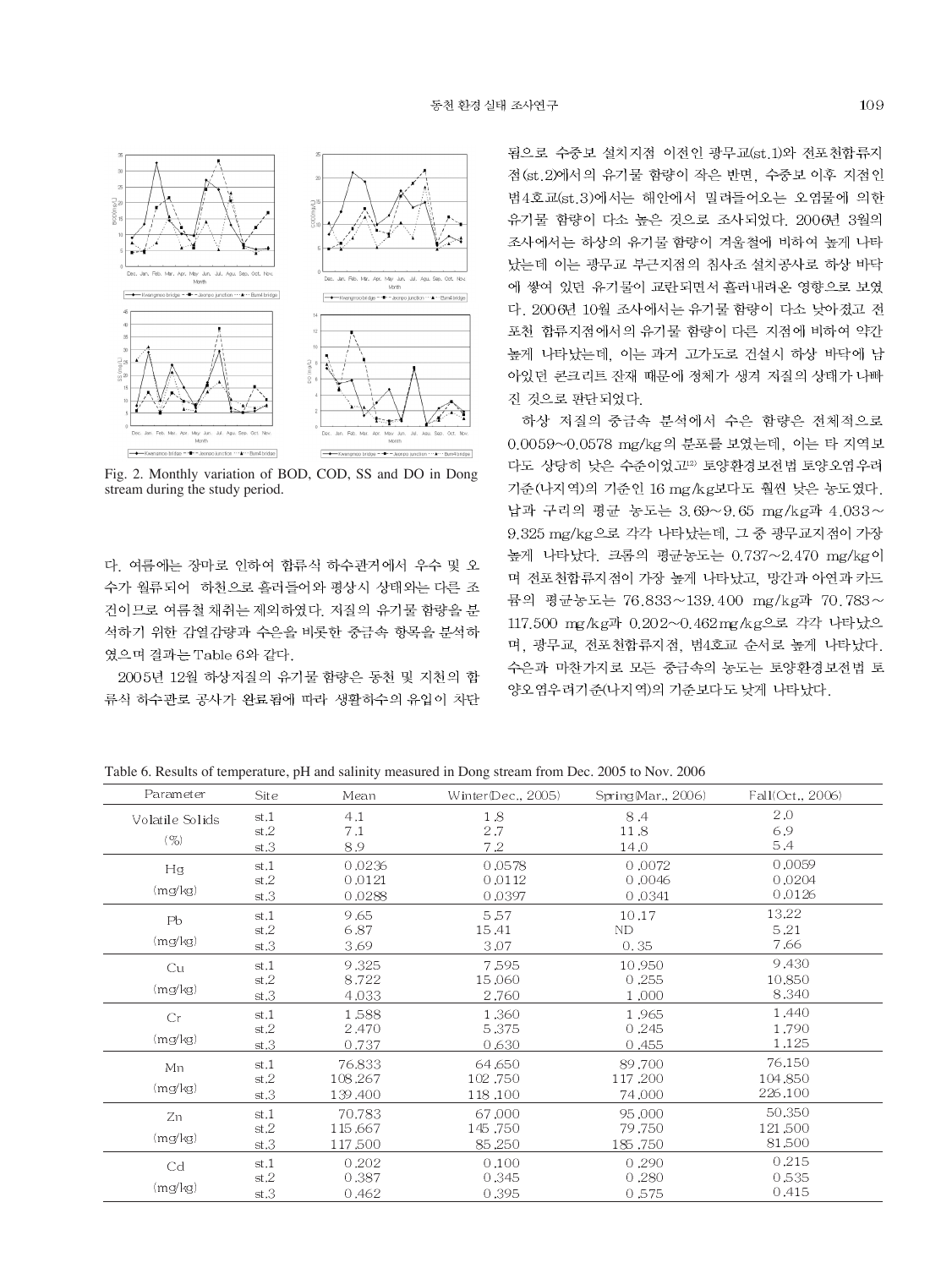Fig. 2. Monthly variation of BOD, COD, SS and DO in Dong stream during the study period.

다. 여름에는 장마로 인하여 합류식 하수관거에서 우수 및 오수가 월류되어 하천으로 흘러들어와 평상시 상태와는 다른 조건이므로 여름철 채취는 제외하였다. 저질의 유기물 함량을 분석하기 위한 감열감량과 수은을 비롯한 중금속 항목을 분석하였으며 결과는 Table 6와 같다.

2005년 12월 하상저질의 유기물 함량은 동천 및 지천의 합류식 하수관로 공사가 완료됨에 따라 생활하수의 유입이 차단됨으로 수중보 설치지점 이전인 광무교(st.1)와 전포천합류지점(st.2)에서의 유기물 함량이 작은 반면, 수중보 이후 지점인 범4호교(st.3)에서는 해안에서 밀려들어오는 오염물에 의한 유기물 함량이 다소 높은 것으로 조사되었다. 2006년 3월의 조사에서는 하상의 유기물 함량이 겨울철에 비하여 높게 나타났는데 이는 광무교 부근지점의 침사조 설치공사로 하상 바닥에 쌓여 있던 유기물이 교란되면서 흘러내려온 영향으로 보였다. 2006년 10월 조사에서는 유기물 함량이 다소 낮아졌고 전포천 합류지점에서의 유기물 함량이 다른 지점에 비하여 약간 높게 나타났는데, 이는 과거 고가도로 건설시 하상 바닥에 남아있던 콘크리트 잔재 때문에 정체가 생겨 저질의 상태가 나빠진 것으로 판단되었다.

하상 저질의 중금속 분석에서 수은 함량은 전체적으로 0.0059~0.0578 mg/kg의 분포를 보였는데, 이는 타 지역보다도 상당히 낮은 수준이었고[12] 토양환경보전법 토양오염우려기준(나지역)의 기준인 16 mg/kg보다도 훨씬 낮은 농도였다. 납과 구리의 평균 농도는 3.69~9.65 mg/kg과 4.033~9.325 mg/kg으로 각각 나타났는데, 그 중 광무교지점이 가장 높게 나타났다. 크롬의 평균농도는 0.737~2.470 mg/kg이며 전포천합류지점이 가장 높게 나타났고, 망간과 아연과 카드뮴의 평균농도는 76.833~139.400 mg/kg과 70.783~117.500 mg/kg과 0.202~0.462mg/kg으로 각각 나타났으며, 광무교, 전포천합류지점, 범4호교 순서로 높게 나타났다. 수은과 마찬가지로 모든 중금속의 농도는 토양환경보전법 토양오염우려기준(나지역)의 기준보다도 낮게 나타났다.

Table 6. Results of temperature, pH and salinity measured in Dong stream from Dec. 2005 to Nov. 2006

| Parameter | Site | Mean | Winter(Dec., 2005) | Spring(Mar., 2006) | Fall(Oct., 2006) |
|---|---|---|---|---|---|
| Volatile Solids (%) | st.1 | 4.1 | 1.8 | 8.4 | 2.0 |
| | st.2 | 7.1 | 2.7 | 11.8 | 6.9 |
| | st.3 | 8.9 | 7.2 | 14.0 | 5.4 |
| Hg (mg/kg) | st.1 | 0.0236 | 0.0578 | 0.0072 | 0.0059 |
| | st.2 | 0.0121 | 0.0112 | 0.0046 | 0.0204 |
| | st.3 | 0.0288 | 0.0397 | 0.0341 | 0.0126 |
| Pb (mg/kg) | st.1 | 9.65 | 5.57 | 10.17 | 13.22 |
| | st.2 | 6.87 | 15.41 | ND | 5.21 |
| | st.3 | 3.69 | 3.07 | 0.35 | 7.66 |
| Cu (mg/kg) | st.1 | 9.325 | 7.595 | 10.950 | 9.430 |
| | st.2 | 8.722 | 15.060 | 0.255 | 10.850 |
| | st.3 | 4.033 | 2.760 | 1.000 | 8.340 |
| Cr (mg/kg) | st.1 | 1.588 | 1.360 | 1.965 | 1.440 |
| | st.2 | 2.470 | 5.375 | 0.245 | 1.790 |
| | st.3 | 0.737 | 0.630 | 0.455 | 1.125 |
| Mn (mg/kg) | st.1 | 76.833 | 64.650 | 89.700 | 76.150 |
| | st.2 | 108.267 | 102.750 | 117.200 | 104.850 |
| | st.3 | 139.400 | 118.100 | 74.000 | 226.100 |
| Zn (mg/kg) | st.1 | 70.783 | 67.000 | 95.000 | 50.350 |
| | st.2 | 115.667 | 145.750 | 79.750 | 121.500 |
| | st.3 | 117.500 | 85.250 | 185.750 | 81.500 |
| Cd (mg/kg) | st.1 | 0.202 | 0.100 | 0.290 | 0.215 |
| | st.2 | 0.387 | 0.345 | 0.280 | 0.535 |
| | st.3 | 0.462 | 0.395 | 0.575 | 0.415 |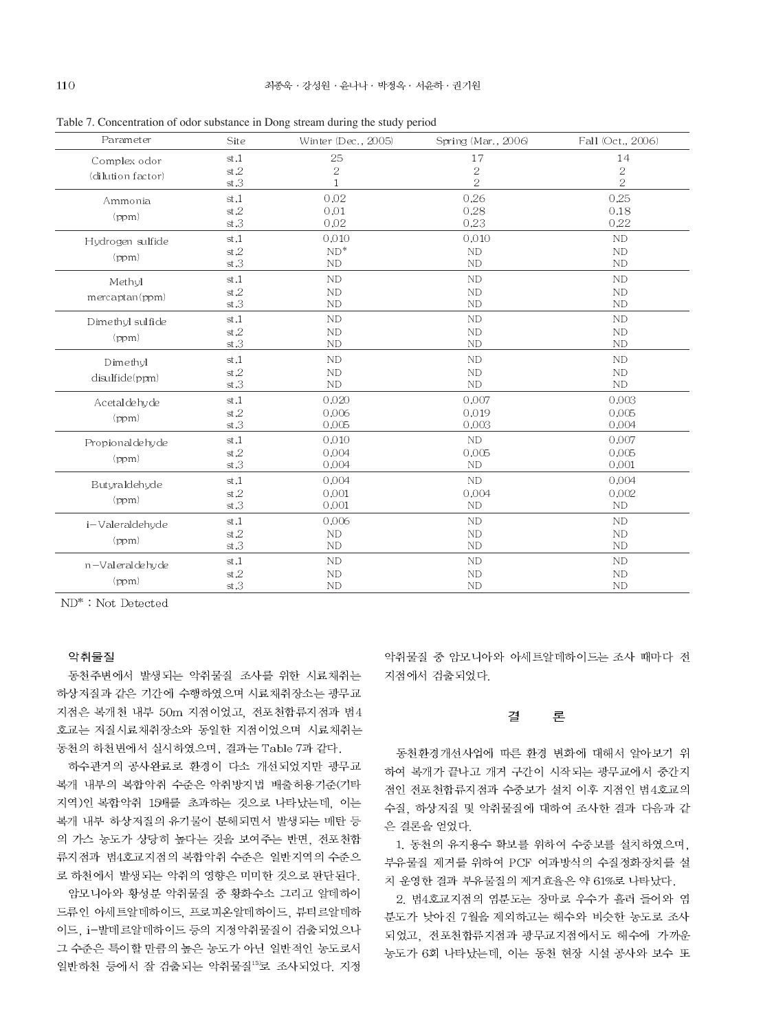Table 7. Concentration of odor substance in Dong stream during the study period

| Parameter | Site | Winter (Dec., 2005) | Spring (Mar., 2006) | Fall (Oct., 2006) |
|---|---|---|---|---|
| Complex odor (dilution factor) | st.1 | 25 | 17 | 14 |
| | st.2 | 2 | 2 | 2 |
| | st.3 | 1 | 2 | 2 |
| Ammonia (ppm) | st.1 | 0.02 | 0.26 | 0.25 |
| | st.2 | 0.01 | 0.28 | 0.18 |
| | st.3 | 0.02 | 0.23 | 0.22 |
| Hydrogen sulfide (ppm) | st.1 | 0.010 | 0.010 | ND |
| | st.2 | ND* | ND | ND |
| | st.3 | ND | ND | ND |
| Methyl mercaptan(ppm) | st.1 | ND | ND | ND |
| | st.2 | ND | ND | ND |
| | st.3 | ND | ND | ND |
| Dimethyl sulfide (ppm) | st.1 | ND | ND | ND |
| | st.2 | ND | ND | ND |
| | st.3 | ND | ND | ND |
| Dimethyl disulfide(ppm) | st.1 | ND | ND | ND |
| | st.2 | ND | ND | ND |
| | st.3 | ND | ND | ND |
| Acetaldehyde (ppm) | st.1 | 0.020 | 0.007 | 0.003 |
| | st.2 | 0.006 | 0.019 | 0.005 |
| | st.3 | 0.005 | 0.003 | 0.004 |
| Propionaldehyde (ppm) | st.1 | 0.010 | ND | 0.007 |
| | st.2 | 0.004 | 0.005 | 0.005 |
| | st.3 | 0.004 | ND | 0.001 |
| Butyraldehyde (ppm) | st.1 | 0.004 | ND | 0.004 |
| | st.2 | 0.001 | 0.004 | 0.002 |
| | st.3 | 0.001 | ND | ND |
| i-Valeraldehyde (ppm) | st.1 | 0.006 | ND | ND |
| | st.2 | ND | ND | ND |
| | st.3 | ND | ND | ND |
| n-Valeraldehyde (ppm) | st.1 | ND | ND | ND |
| | st.2 | ND | ND | ND |
| | st.3 | ND | ND | ND |

ND* : Not Detected

### 악취물질

동천주변에서 발생되는 악취물질 조사를 위한 시료채취는 하상저질과 같은 기간에 수행하였으며 시료채취장소는 광무교 지점은 복개천 내부 50m 지점이었고, 전포천합류지점과 범4호교는 저질시료채취장소와 동일한 지점이었으며 시료채취는 동천의 하천변에서 실시하였으며, 결과는 Table 7과 같다.

하수관거의 공사완료로 환경이 다소 개선되었지만 광무교 복개 내부의 복합악취 수준은 악취방지법 배출허용기준(기타지역)인 복합악취 15배를 초과하는 것으로 나타났는데, 이는 복개 내부 하상저질의 유기물이 분해되면서 발생되는 메탄 등의 가스 농도가 상당히 높다는 것을 보여주는 반면, 전포천합류지점과 범4호교지점의 복합악취 수준은 일반지역의 수준으로 하천에서 발생되는 악취의 영향은 미미한 것으로 판단된다.

암모니아와 황성분 악취물질 중 황화수소 그리고 알데하이드류인 아세트알데하이드, 프로피온알데하이드, 뷰티르알데하이드, i-발데르알데하이드 등의 지정악취물질이 검출되었으나 그 수준은 특이할 만큼의 높은 농도가 아닌 일반적인 농도로서 일반하천 등에서 잘 검출되는 악취물질[13]로 조사되었다. 지정악취물질 중 암모니아와 아세트알데하이드는 조사 때마다 전 지점에서 검출되었다.

## 결 론

동천환경개선사업에 따른 환경 변화에 대해서 알아보기 위하여 복개가 끝나고 개거 구간이 시작되는 광무교에서 중간지점인 전포천합류지점과 수중보가 설치 이후 지점인 범4호교의 수질, 하상저질 및 악취물질에 대하여 조사한 결과 다음과 같은 결론을 얻었다.

1. 동천의 유지용수 확보를 위하여 수중보를 설치하였으며, 부유물질 제거를 위하여 PCF 여과방식의 수질정화장치를 설치 운영한 결과 부유물질의 제거효율은 약 61%로 나타났다.

2. 범4호교지점의 염분도는 장마로 우수가 흘러 들어와 염분도가 낮아진 7월을 제외하고는 해수와 비슷한 농도로 조사되었고, 전포천합류지점과 광무교지점에서도 해수에 가까운 농도가 6회 나타났는데, 이는 동천 현장 시설 공사와 보수 또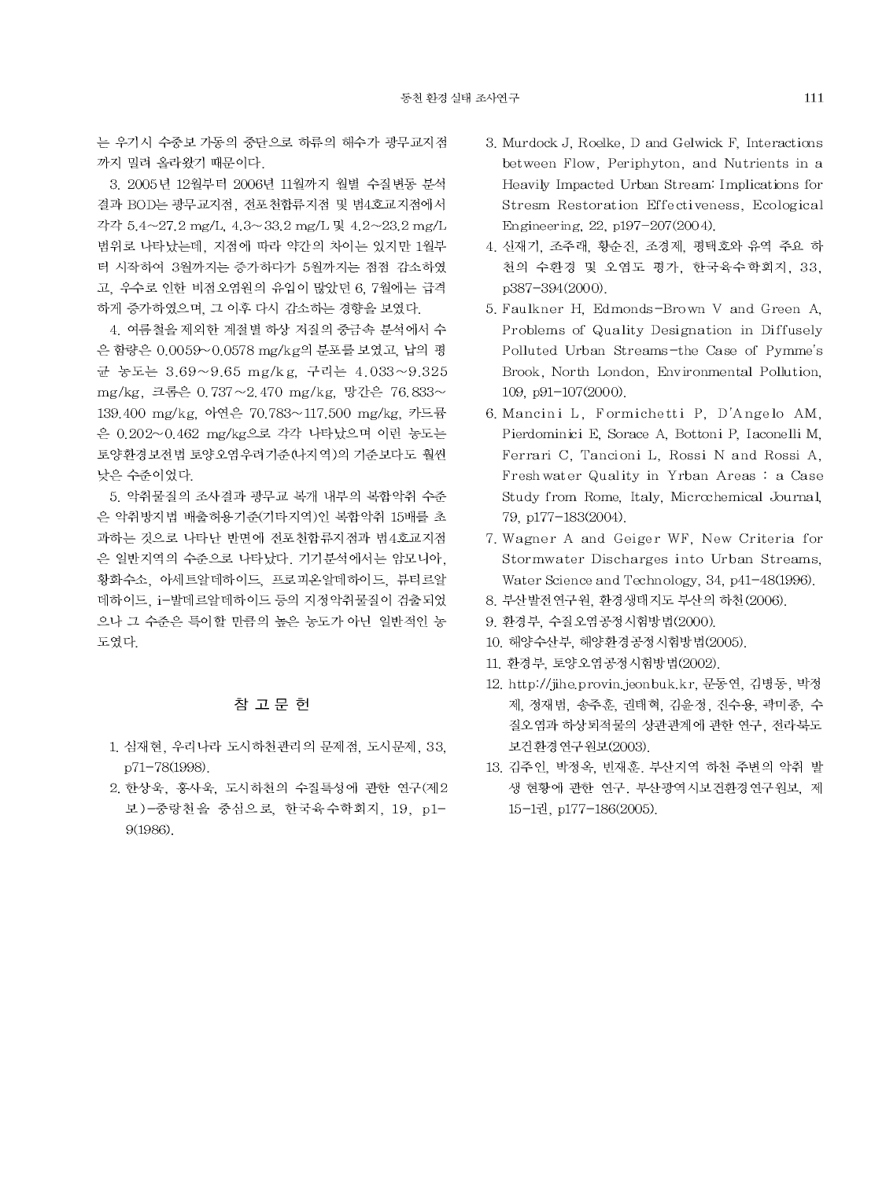는 우기시 수중보 가동의 중단으로 하류의 해수가 광무교지점까지 밀려 올라왔기 때문이다.

3. 2005년 12월부터 2006년 11월까지 월별 수질변동 분석 결과 BOD는 광무교지점, 전포천합류지점 및 범4호교지점에서 각각 5.4~27.2 mg/L, 4.3~33.2 mg/L 및 4.2~23.2 mg/L 범위로 나타났는데, 지점에 따라 약간의 차이는 있지만 1월부터 시작하여 3월까지는 증가하다가 5월까지는 점점 감소하였고, 우수로 인한 비점오염원의 유입이 많았던 6, 7월에는 급격하게 증가하였으며, 그 이후 다시 감소하는 경향을 보였다.

4. 여름철을 제외한 계절별 하상 저질의 중금속 분석에서 수은 함량은 0.0059~0.0578 mg/kg의 분포를 보였고, 납의 평균 농도는 3.69~9.65 mg/kg, 구리는 4.033~9.325 mg/kg, 크롬은 0.737~2.470 mg/kg, 망간은 76.833~139.400 mg/kg, 아연은 70.783~117.500 mg/kg, 카드뮴은 0.202~0.462 mg/kg으로 각각 나타났으며 이런 농도는 토양환경보전법 토양오염우려기준(나지역)의 기준보다도 훨씬 낮은 수준이었다.

5. 악취물질의 조사결과 광무교 복개 내부의 복합악취 수준은 악취방지법 배출허용기준(기타지역)인 복합악취 15배를 초과하는 것으로 나타난 반면에 전포천합류지점과 범4호교지점은 일반지역의 수준으로 나타났다. 기기분석에서는 암모니아, 황화수소, 아세트알데하이드, 프로피온알데하이드, 뷰티르알데하이드, i-발데르알데하이드 등의 지정악취물질이 검출되었으나 그 수준은 특이할 만큼의 높은 농도가 아닌 일반적인 농도였다.

## 참 고 문 헌

1. 심재현, 우리나라 도시하천관리의 문제점, 도시문제, 33, p71-78(1998).
2. 한상욱, 홍사욱, 도시하천의 수질특성에 관한 연구(제2보)-중랑천을 중심으로, 한국육수학회지, 19, p1-9(1986).
3. Murdock J, Roelke, D and Gelwick F, Interactions between Flow, Periphyton, and Nutrients in a Heavily Impacted Urban Stream: Implications for Stresm Restoration Effectiveness, Ecological Engineering, 22, p197-207(2004).
4. 신재기, 조주래, 황순진, 조경제, 평택호와 유역 주요 하천의 수환경 및 오염도 평가, 한국육수학회지, 33, p387-394(2000).
5. Faulkner H, Edmonds-Brown V and Green A, Problems of Quality Designation in Diffusely Polluted Urban Streams-the Case of Pymme's Brook, North London, Environmental Pollution, 109, p91-107(2000).
6. Mancini L, Formichetti P, D'Angelo AM, Pierdominici E, Sorace A, Bottoni P, Iaconelli M, Ferrari C, Tancioni L, Rossi N and Rossi A, Freshwater Quality in Yrban Areas : a Case Study from Rome, Italy, Microchemical Journal, 79, p177-183(2004).
7. Wagner A and Geiger WF, New Criteria for Stormwater Discharges into Urban Streams, Water Science and Technology, 34, p41-48(1996).
8. 부산발전연구원, 환경생태지도 부산의 하천(2006).
9. 환경부, 수질오염공정시험방법(2000).
10. 해양수산부, 해양환경공정시험방법(2005).
11. 환경부, 토양오염공정시험방법(2002).
12. http://jihe.provin.jeonbuk.kr, 문동연, 김병동, 박정제, 정재범, 송주훈, 권태혁, 김윤정, 진수용, 곽미종, 수질오염과 하상퇴적물의 상관관계에 관한 연구, 전라북도 보건환경연구원보(2003).
13. 김주인, 박정옥, 빈재훈. 부산지역 하천 주변의 악취 발생 현황에 관한 연구. 부산광역시보건환경연구원보, 제15-1권, p177-186(2005).